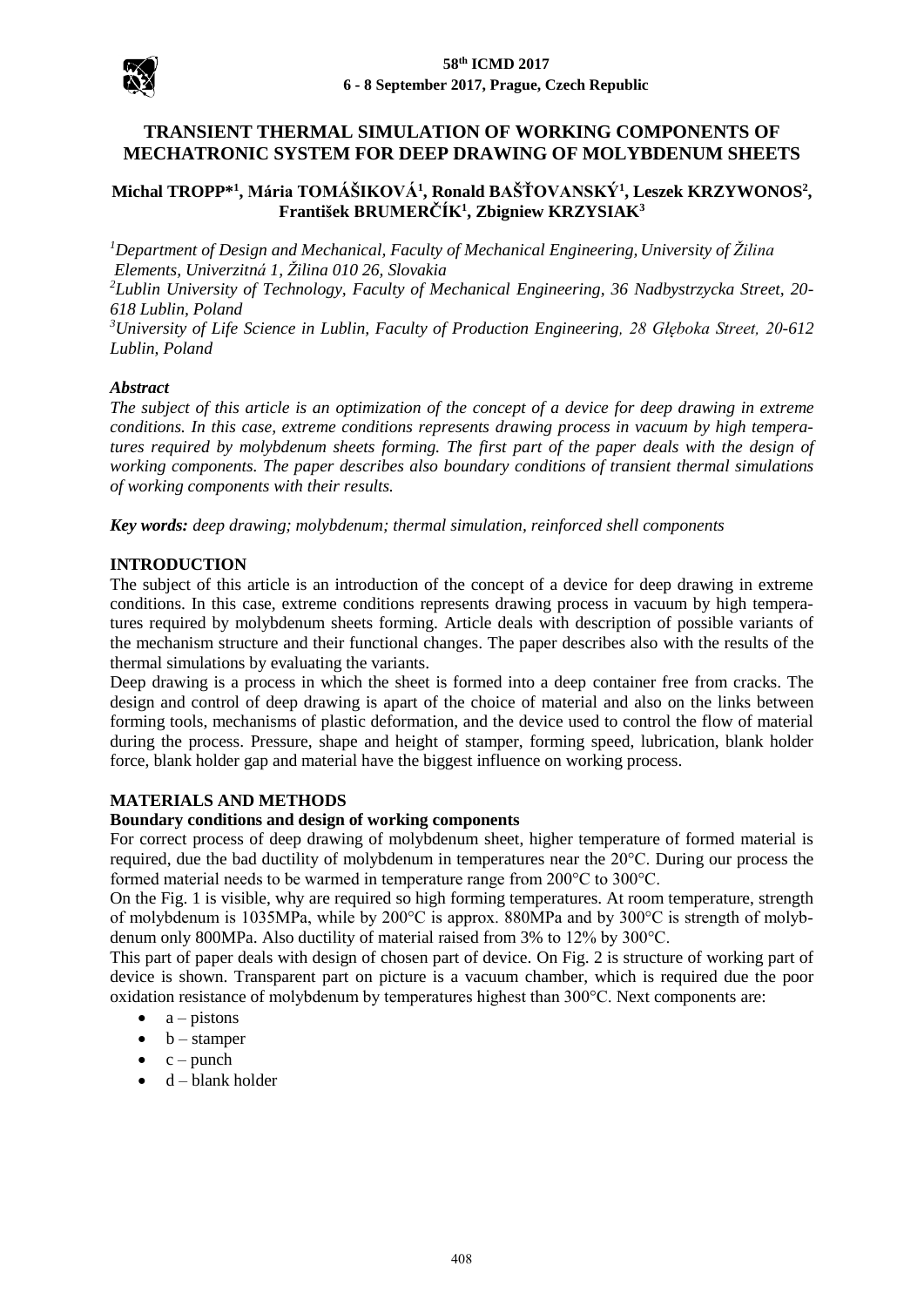# TRANSIENT THERMAL SIMULATION OF WORKING COMPONENTS OF MECHATRONIC SYSTEM FOR DEEP DRAWING OF MOLYBDENUM SHEETS

**Michal TROPP*[1], Mária TOMÁŠIKOVÁ[1], Ronald BAŠŤOVANSKÝ[1], Leszek KRZYWONOS[2], František BRUMERČÍK[1], Zbigniew KRZYSIAK[3]**

*[1]Department of Design and Mechanical, Faculty of Mechanical Engineering, University of Žilina Elements, Univerzitná 1, Žilina 010 26, Slovakia*
*[2]Lublin University of Technology, Faculty of Mechanical Engineering, 36 Nadbystrzycka Street, 20-618 Lublin, Poland*
*[3]University of Life Science in Lublin, Faculty of Production Engineering, 28 Głęboka Street, 20-612 Lublin, Poland*

### *Abstract*

*The subject of this article is an optimization of the concept of a device for deep drawing in extreme conditions. In this case, extreme conditions represents drawing process in vacuum by high temperatures required by molybdenum sheets forming. The first part of the paper deals with the design of working components. The paper describes also boundary conditions of transient thermal simulations of working components with their results.*

***Key words:** deep drawing; molybdenum; thermal simulation, reinforced shell components*

## INTRODUCTION

The subject of this article is an introduction of the concept of a device for deep drawing in extreme conditions. In this case, extreme conditions represents drawing process in vacuum by high temperatures required by molybdenum sheets forming. Article deals with description of possible variants of the mechanism structure and their functional changes. The paper describes also with the results of the thermal simulations by evaluating the variants.

Deep drawing is a process in which the sheet is formed into a deep container free from cracks. The design and control of deep drawing is apart of the choice of material and also on the links between forming tools, mechanisms of plastic deformation, and the device used to control the flow of material during the process. Pressure, shape and height of stamper, forming speed, lubrication, blank holder force, blank holder gap and material have the biggest influence on working process.

## MATERIALS AND METHODS

### Boundary conditions and design of working components

For correct process of deep drawing of molybdenum sheet, higher temperature of formed material is required, due the bad ductility of molybdenum in temperatures near the 20°C. During our process the formed material needs to be warmed in temperature range from 200°C to 300°C.

On the Fig. 1 is visible, why are required so high forming temperatures. At room temperature, strength of molybdenum is 1035MPa, while by 200°C is approx. 880MPa and by 300°C is strength of molybdenum only 800MPa. Also ductility of material raised from 3% to 12% by 300°C.

This part of paper deals with design of chosen part of device. On Fig. 2 is structure of working part of device is shown. Transparent part on picture is a vacuum chamber, which is required due the poor oxidation resistance of molybdenum by temperatures highest than 300°C. Next components are:

- a – pistons
- b – stamper
- c – punch
- d – blank holder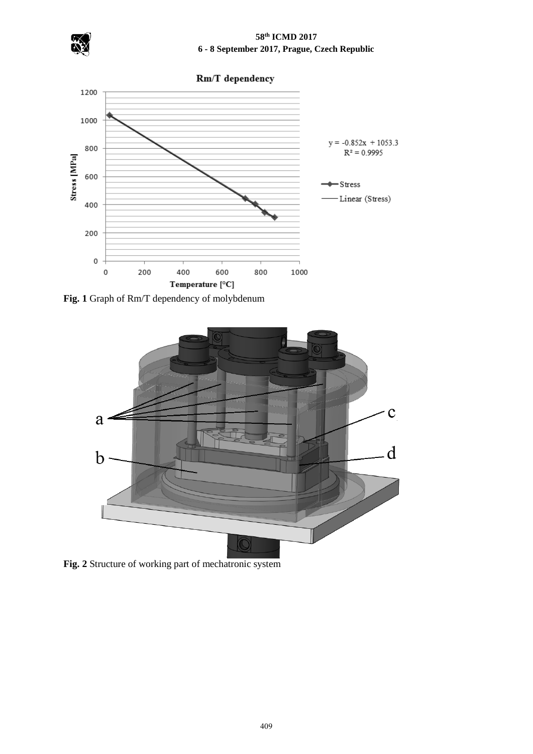**Fig. 1** Graph of Rm/T dependency of molybdenum

**Fig. 2** Structure of working part of mechatronic system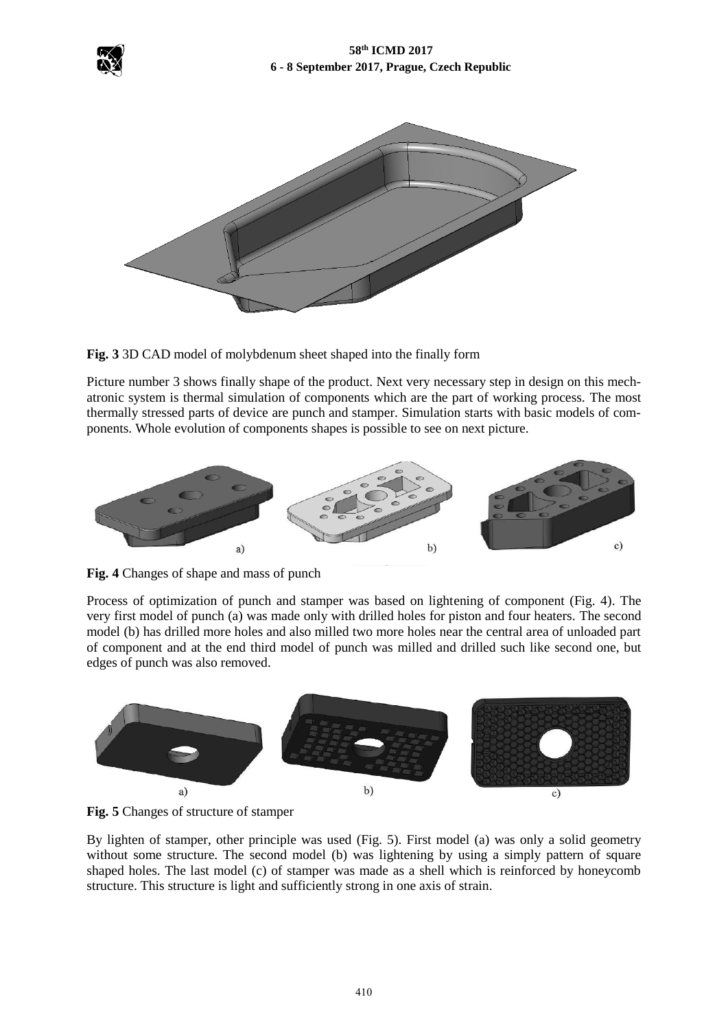**Fig. 3** 3D CAD model of molybdenum sheet shaped into the finally form

Picture number 3 shows finally shape of the product. Next very necessary step in design on this mechatronic system is thermal simulation of components which are the part of working process. The most thermally stressed parts of device are punch and stamper. Simulation starts with basic models of components. Whole evolution of components shapes is possible to see on next picture.

**Fig. 4** Changes of shape and mass of punch

Process of optimization of punch and stamper was based on lightening of component (Fig. 4). The very first model of punch (a) was made only with drilled holes for piston and four heaters. The second model (b) has drilled more holes and also milled two more holes near the central area of unloaded part of component and at the end third model of punch was milled and drilled such like second one, but edges of punch was also removed.

**Fig. 5** Changes of structure of stamper

By lighten of stamper, other principle was used (Fig. 5). First model (a) was only a solid geometry without some structure. The second model (b) was lightening by using a simply pattern of square shaped holes. The last model (c) of stamper was made as a shell which is reinforced by honeycomb structure. This structure is light and sufficiently strong in one axis of strain.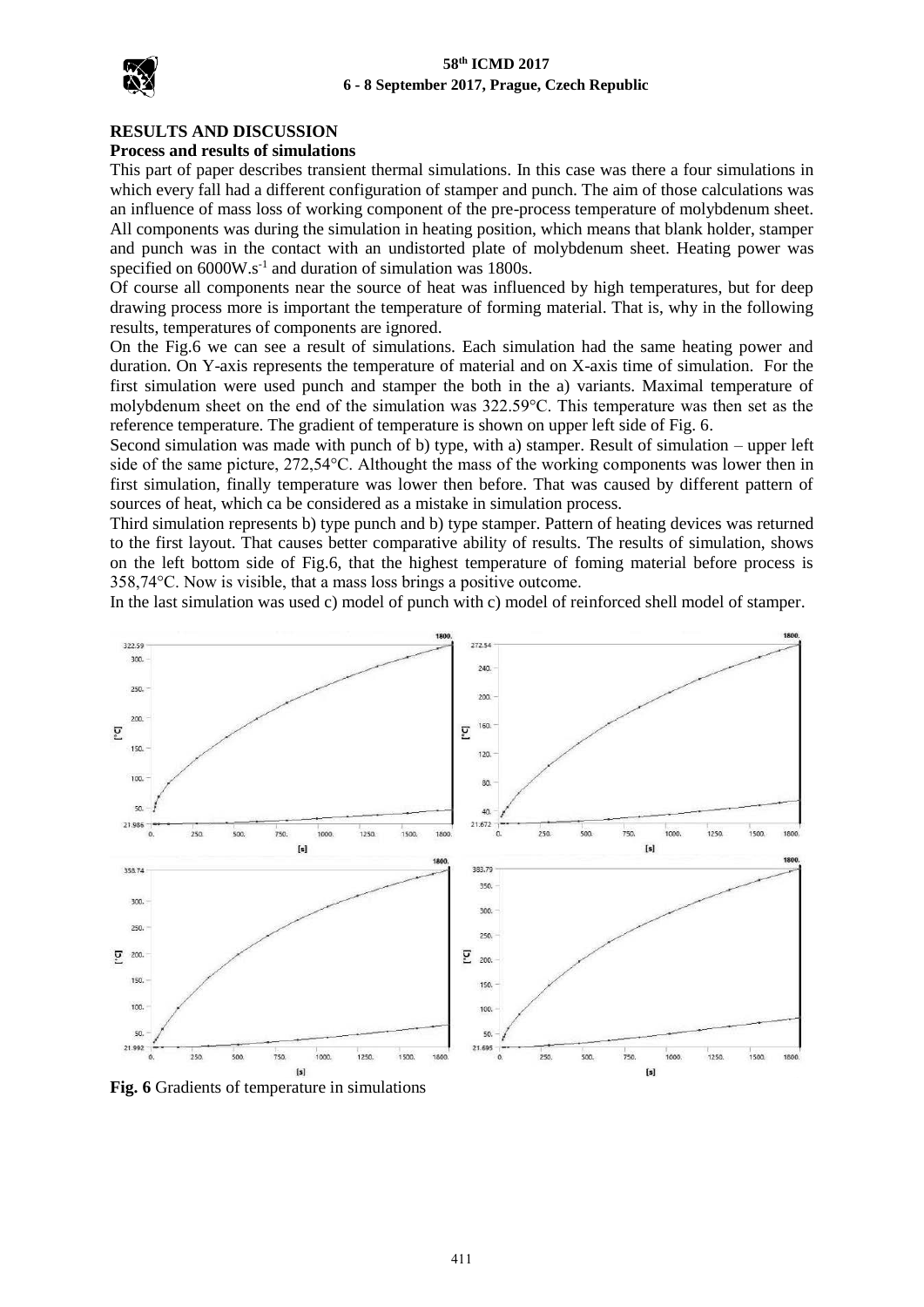## RESULTS AND DISCUSSION

### Process and results of simulations

This part of paper describes transient thermal simulations. In this case was there a four simulations in which every fall had a different configuration of stamper and punch. The aim of those calculations was an influence of mass loss of working component of the pre-process temperature of molybdenum sheet. All components was during the simulation in heating position, which means that blank holder, stamper and punch was in the contact with an undistorted plate of molybdenum sheet. Heating power was specified on $6000 W.s^{-1}$ and duration of simulation was 1800s.

Of course all components near the source of heat was influenced by high temperatures, but for deep drawing process more is important the temperature of forming material. That is, why in the following results, temperatures of components are ignored.

On the Fig.6 we can see a result of simulations. Each simulation had the same heating power and duration. On Y-axis represents the temperature of material and on X-axis time of simulation. For the first simulation were used punch and stamper the both in the a) variants. Maximal temperature of molybdenum sheet on the end of the simulation was 322.59°C. This temperature was then set as the reference temperature. The gradient of temperature is shown on upper left side of Fig. 6.

Second simulation was made with punch of b) type, with a) stamper. Result of simulation – upper left side of the same picture, 272,54°C. Althought the mass of the working components was lower then in first simulation, finally temperature was lower then before. That was caused by different pattern of sources of heat, which ca be considered as a mistake in simulation process.

Third simulation represents b) type punch and b) type stamper. Pattern of heating devices was returned to the first layout. That causes better comparative ability of results. The results of simulation, shows on the left bottom side of Fig.6, that the highest temperature of foming material before process is 358,74°C. Now is visible, that a mass loss brings a positive outcome.

In the last simulation was used c) model of punch with c) model of reinforced shell model of stamper.

**Fig. 6** Gradients of temperature in simulations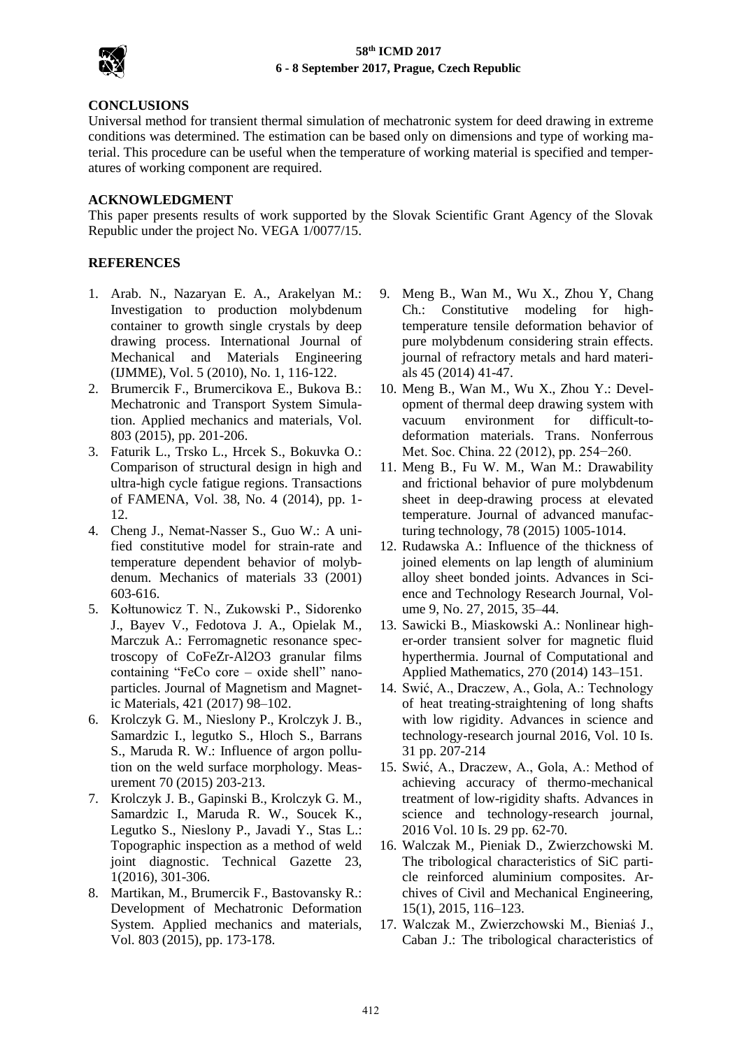## CONCLUSIONS

Universal method for transient thermal simulation of mechatronic system for deed drawing in extreme conditions was determined. The estimation can be based only on dimensions and type of working material. This procedure can be useful when the temperature of working material is specified and temperatures of working component are required.

## ACKNOWLEDGMENT

This paper presents results of work supported by the Slovak Scientific Grant Agency of the Slovak Republic under the project No. VEGA 1/0077/15.

## REFERENCES

1. Arab. N., Nazaryan E. A., Arakelyan M.: Investigation to production molybdenum container to growth single crystals by deep drawing process. International Journal of Mechanical and Materials Engineering (IJMME), Vol. 5 (2010), No. 1, 116-122.
2. Brumercik F., Brumercikova E., Bukova B.: Mechatronic and Transport System Simulation. Applied mechanics and materials, Vol. 803 (2015), pp. 201-206.
3. Faturik L., Trsko L., Hrcek S., Bokuvka O.: Comparison of structural design in high and ultra-high cycle fatigue regions. Transactions of FAMENA, Vol. 38, No. 4 (2014), pp. 1-12.
4. Cheng J., Nemat-Nasser S., Guo W.: A unified constitutive model for strain-rate and temperature dependent behavior of molybdenum. Mechanics of materials 33 (2001) 603-616.
5. Kołtunowicz T. N., Zukowski P., Sidorenko J., Bayev V., Fedotova J. A., Opielak M., Marczuk A.: Ferromagnetic resonance spectroscopy of CoFeZr-Al2O3 granular films containing "FeCo core – oxide shell" nanoparticles. Journal of Magnetism and Magnetic Materials, 421 (2017) 98–102.
6. Krolczyk G. M., Nieslony P., Krolczyk J. B., Samardzic I., legutko S., Hloch S., Barrans S., Maruda R. W.: Influence of argon pollution on the weld surface morphology. Measurement 70 (2015) 203-213.
7. Krolczyk J. B., Gapinski B., Krolczyk G. M., Samardzic I., Maruda R. W., Soucek K., Legutko S., Nieslony P., Javadi Y., Stas L.: Topographic inspection as a method of weld joint diagnostic. Technical Gazette 23, 1(2016), 301-306.
8. Martikan, M., Brumercik F., Bastovansky R.: Development of Mechatronic Deformation System. Applied mechanics and materials, Vol. 803 (2015), pp. 173-178.
9. Meng B., Wan M., Wu X., Zhou Y, Chang Ch.: Constitutive modeling for high-temperature tensile deformation behavior of pure molybdenum considering strain effects. journal of refractory metals and hard materials 45 (2014) 41-47.
10. Meng B., Wan M., Wu X., Zhou Y.: Development of thermal deep drawing system with vacuum environment for difficult-to-deformation materials. Trans. Nonferrous Met. Soc. China. 22 (2012), pp. 254−260.
11. Meng B., Fu W. M., Wan M.: Drawability and frictional behavior of pure molybdenum sheet in deep-drawing process at elevated temperature. Journal of advanced manufacturing technology, 78 (2015) 1005-1014.
12. Rudawska A.: Influence of the thickness of joined elements on lap length of aluminium alloy sheet bonded joints. Advances in Science and Technology Research Journal, Volume 9, No. 27, 2015, 35–44.
13. Sawicki B., Miaskowski A.: Nonlinear higher-order transient solver for magnetic fluid hyperthermia. Journal of Computational and Applied Mathematics, 270 (2014) 143–151.
14. Swić, A., Draczew, A., Gola, A.: Technology of heat treating-straightening of long shafts with low rigidity. Advances in science and technology-research journal 2016, Vol. 10 Is. 31 pp. 207-214
15. Swić, A., Draczew, A., Gola, A.: Method of achieving accuracy of thermo-mechanical treatment of low-rigidity shafts. Advances in science and technology-research journal, 2016 Vol. 10 Is. 29 pp. 62-70.
16. Walczak M., Pieniak D., Zwierzchowski M. The tribological characteristics of SiC particle reinforced aluminium composites. Archives of Civil and Mechanical Engineering, 15(1), 2015, 116–123.
17. Walczak M., Zwierzchowski M., Bieniaś J., Caban J.: The tribological characteristics of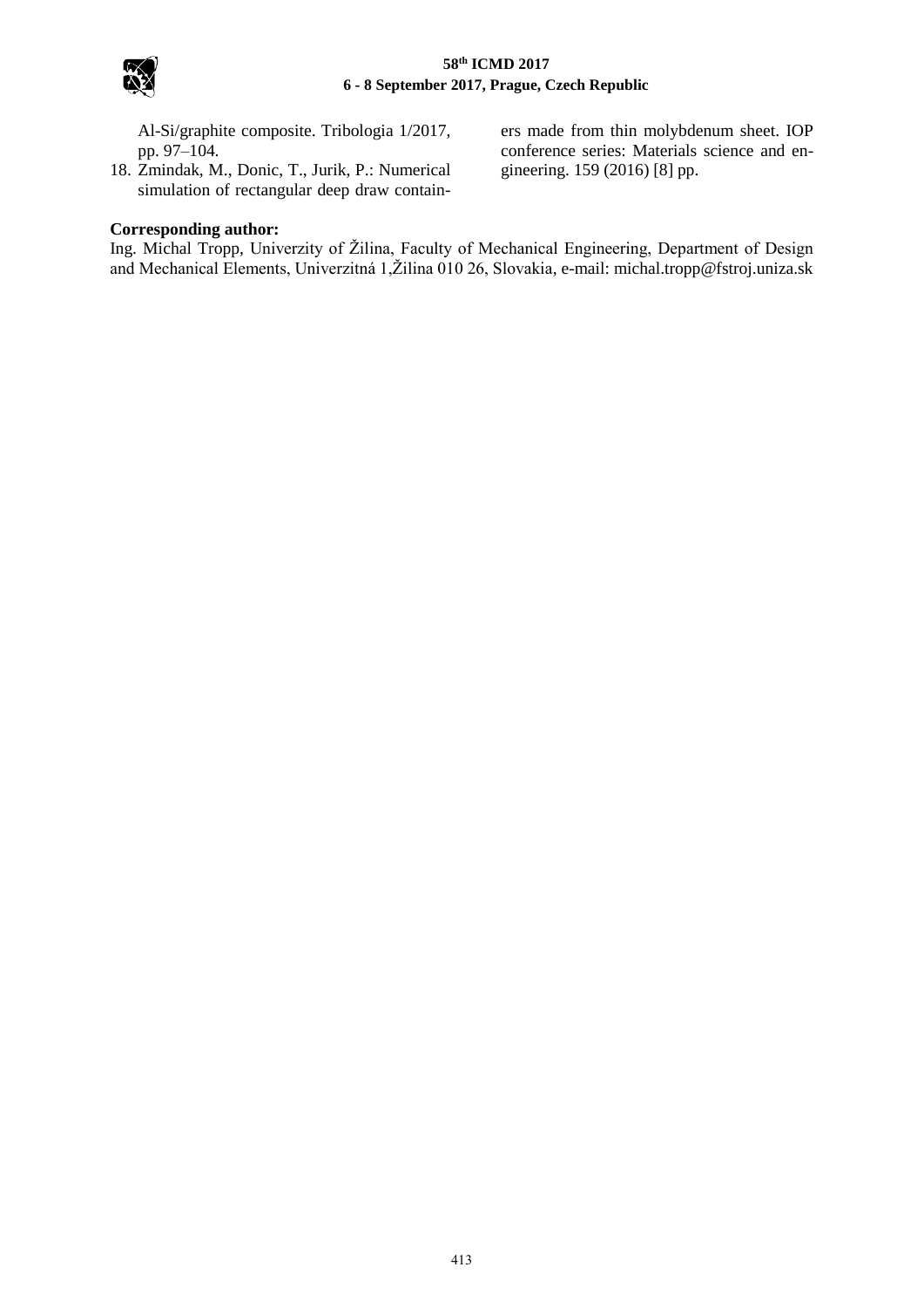Al-Si/graphite composite. Tribologia 1/2017, pp. 97–104.

18. Zmindak, M., Donic, T., Jurik, P.: Numerical simulation of rectangular deep draw containers made from thin molybdenum sheet. IOP conference series: Materials science and engineering. 159 (2016) [8] pp.

**Corresponding author:**
Ing. Michal Tropp, Univerzity of Žilina, Faculty of Mechanical Engineering, Department of Design and Mechanical Elements, Univerzitná 1,Žilina 010 26, Slovakia, e-mail: michal.tropp@fstroj.uniza.sk